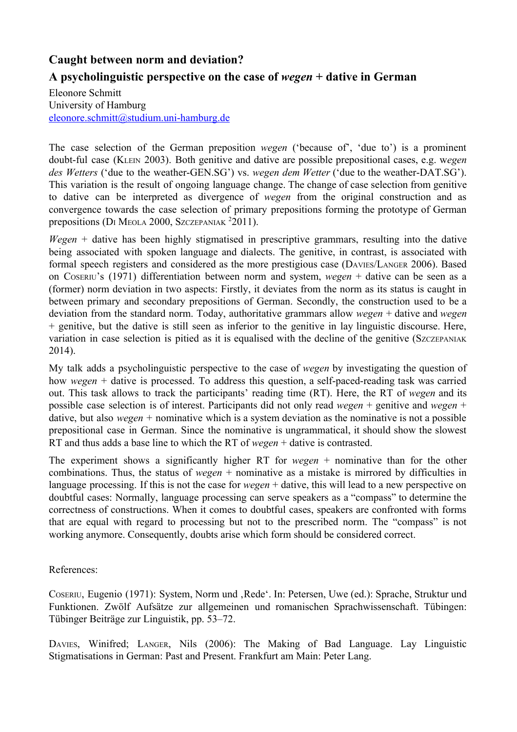## Caught between norm and deviation?

## A psycholinguistic perspective on the case of *wegen* + dative in German

Eleonore Schmitt
University of Hamburg
eleonore.schmitt@studium.uni-hamburg.de

The case selection of the German preposition *wegen* ('because of', 'due to') is a prominent doubt-ful case (Klein 2003). Both genitive and dative are possible prepositional cases, e.g. w*egen des Wetters* ('due to the weather-GEN.SG') vs. *wegen dem Wetter* ('due to the weather-DAT.SG'). This variation is the result of ongoing language change. The change of case selection from genitive to dative can be interpreted as divergence of *wegen* from the original construction and as convergence towards the case selection of primary prepositions forming the prototype of German prepositions (Di Meola 2000, Szczepaniak [2]2011).

*Wegen* + dative has been highly stigmatised in prescriptive grammars, resulting into the dative being associated with spoken language and dialects. The genitive, in contrast, is associated with formal speech registers and considered as the more prestigious case (Davies/Langer 2006). Based on Coseriu's (1971) differentiation between norm and system, *wegen* + dative can be seen as a (former) norm deviation in two aspects: Firstly, it deviates from the norm as its status is caught in between primary and secondary prepositions of German. Secondly, the construction used to be a deviation from the standard norm. Today, authoritative grammars allow *wegen* + dative and *wegen* + genitive, but the dative is still seen as inferior to the genitive in lay linguistic discourse. Here, variation in case selection is pitied as it is equalised with the decline of the genitive (Szczepaniak 2014).

My talk adds a psycholinguistic perspective to the case of *wegen* by investigating the question of how *wegen* + dative is processed. To address this question, a self-paced-reading task was carried out. This task allows to track the participants' reading time (RT). Here, the RT of *wegen* and its possible case selection is of interest. Participants did not only read *wegen* + genitive and *wegen* + dative, but also *wegen* + nominative which is a system deviation as the nominative is not a possible prepositional case in German. Since the nominative is ungrammatical, it should show the slowest RT and thus adds a base line to which the RT of *wegen* + dative is contrasted.

The experiment shows a significantly higher RT for *wegen* + nominative than for the other combinations. Thus, the status of *wegen* + nominative as a mistake is mirrored by difficulties in language processing. If this is not the case for *wegen* + dative, this will lead to a new perspective on doubtful cases: Normally, language processing can serve speakers as a "compass" to determine the correctness of constructions. When it comes to doubtful cases, speakers are confronted with forms that are equal with regard to processing but not to the prescribed norm. The "compass" is not working anymore. Consequently, doubts arise which form should be considered correct.

References:

Coseriu, Eugenio (1971): System, Norm und ‚Rede'. In: Petersen, Uwe (ed.): Sprache, Struktur und Funktionen. Zwölf Aufsätze zur allgemeinen und romanischen Sprachwissenschaft. Tübingen: Tübinger Beiträge zur Linguistik, pp. 53–72.

Davies, Winifred; Langer, Nils (2006): The Making of Bad Language. Lay Linguistic Stigmatisations in German: Past and Present. Frankfurt am Main: Peter Lang.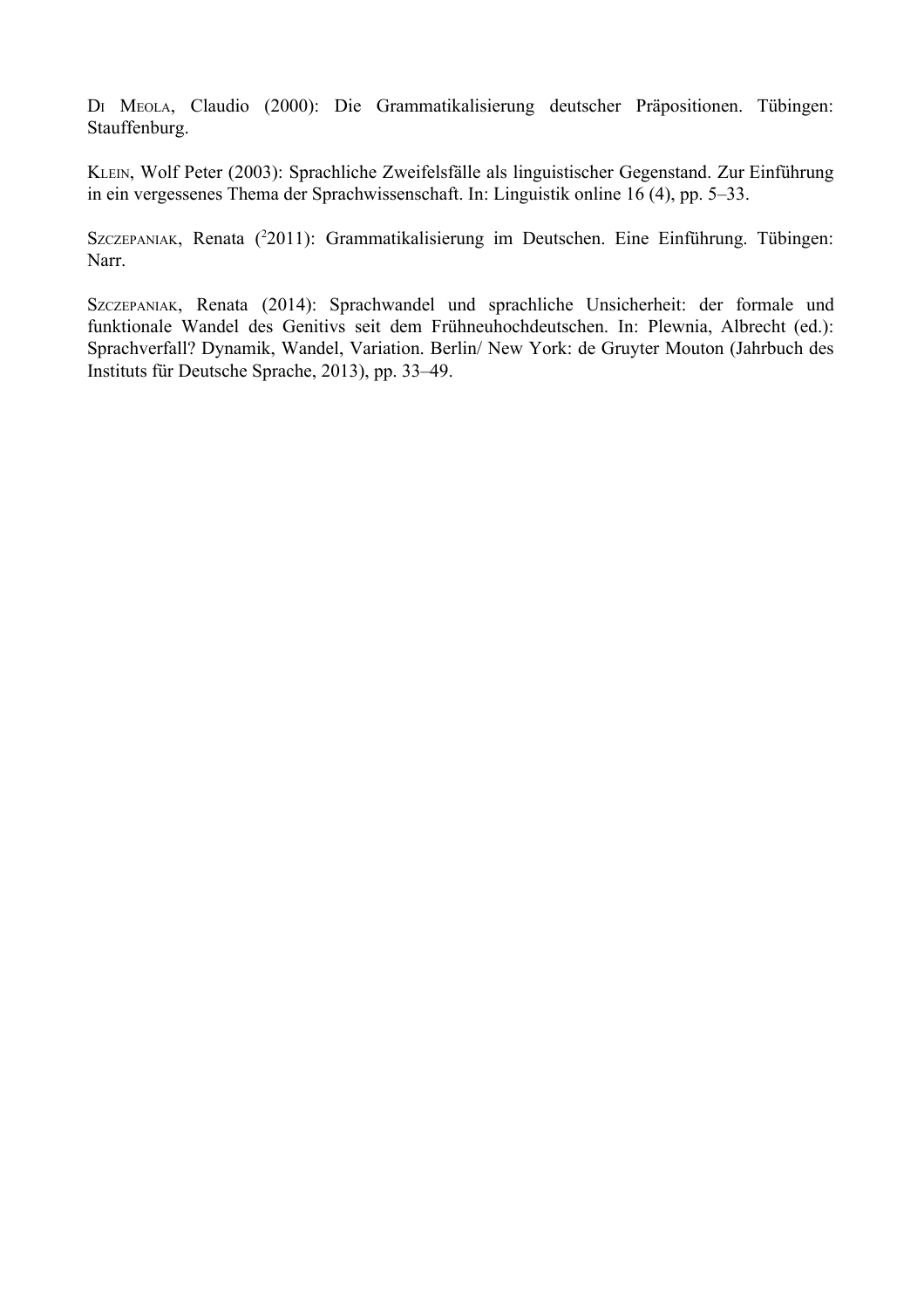Di Meola, Claudio (2000): Die Grammatikalisierung deutscher Präpositionen. Tübingen: Stauffenburg.

Klein, Wolf Peter (2003): Sprachliche Zweifelsfälle als linguistischer Gegenstand. Zur Einführung in ein vergessenes Thema der Sprachwissenschaft. In: Linguistik online 16 (4), pp. 5–33.

Szczepaniak, Renata ([2]2011): Grammatikalisierung im Deutschen. Eine Einführung. Tübingen: Narr.

Szczepaniak, Renata (2014): Sprachwandel und sprachliche Unsicherheit: der formale und funktionale Wandel des Genitivs seit dem Frühneuhochdeutschen. In: Plewnia, Albrecht (ed.): Sprachverfall? Dynamik, Wandel, Variation. Berlin/ New York: de Gruyter Mouton (Jahrbuch des Instituts für Deutsche Sprache, 2013), pp. 33–49.